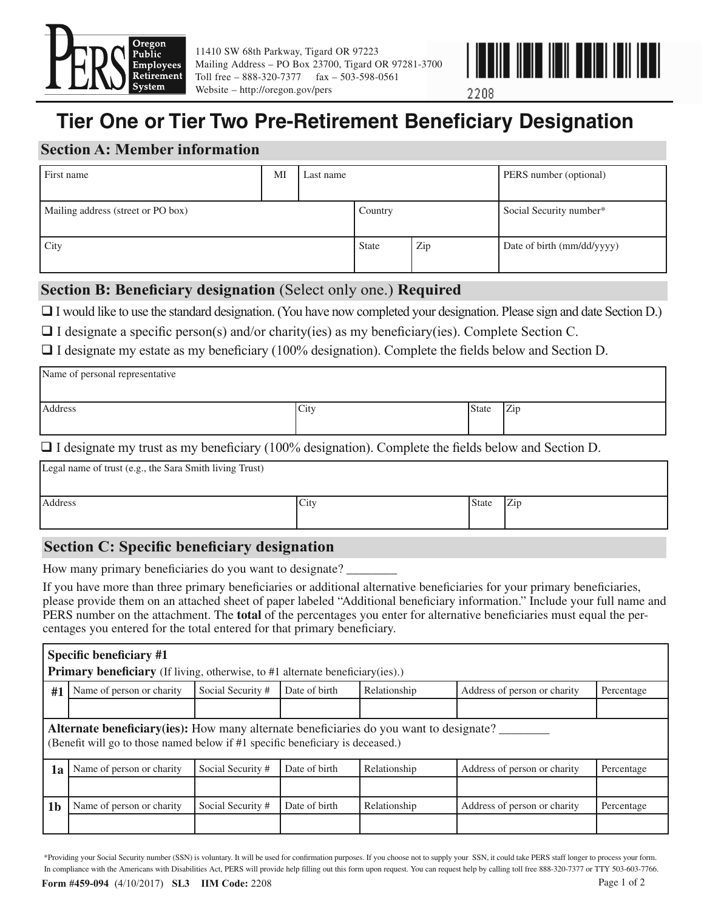PERS Oregon Public Employees Retirement System

11410 SW 68th Parkway, Tigard OR 97223
Mailing Address – PO Box 23700, Tigard OR 97281-3700
Toll free – 888-320-7377 fax – 503-598-0561
Website – http://oregon.gov/pers

2208

# Tier One or Tier Two Pre-Retirement Beneficiary Designation

## Section A: Member information

| First name | MI | Last name | PERS number (optional) |
|---|---|---|---|
| | | | |

| Mailing address (street or PO box) | Country | Social Security number* |
|---|---|---|
| | | |

| City | State | Zip | Date of birth (mm/dd/yyyy) |
|---|---|---|---|
| | | | |

## Section B: Beneficiary designation (Select only one.) Required

☐ I would like to use the standard designation. (You have now completed your designation. Please sign and date Section D.)

☐ I designate a specific person(s) and/or charity(ies) as my beneficiary(ies). Complete Section C.

☐ I designate my estate as my beneficiary (100% designation). Complete the fields below and Section D.

| Name of personal representative | | | |
|---|---|---|---|
| | | | |
| **Address** | **City** | **State** | **Zip** |
| | | | |

☐ I designate my trust as my beneficiary (100% designation). Complete the fields below and Section D.

| Legal name of trust (e.g., the Sara Smith living Trust) | | | |
|---|---|---|---|
| | | | |
| **Address** | **City** | **State** | **Zip** |
| | | | |

## Section C: Specific beneficiary designation

How many primary beneficiaries do you want to designate? ________

If you have more than three primary beneficiaries or additional alternative beneficiaries for your primary beneficiaries, please provide them on an attached sheet of paper labeled "Additional beneficiary information." Include your full name and PERS number on the attachment. The **total** of the percentages you enter for alternative beneficiaries must equal the percentages you entered for the total entered for that primary beneficiary.

**Specific beneficiary #1**
**Primary beneficiary** (If living, otherwise, to #1 alternate beneficiary(ies).)

| | Name of person or charity | Social Security # | Date of birth | Relationship | Address of person or charity | Percentage |
|---|---|---|---|---|---|---|
| **#1** | | | | | | |

**Alternate beneficiary(ies):** How many alternate beneficiaries do you want to designate? ________
(Benefit will go to those named below if #1 specific beneficiary is deceased.)

| | Name of person or charity | Social Security # | Date of birth | Relationship | Address of person or charity | Percentage |
|---|---|---|---|---|---|---|
| **1a** | | | | | | |
| **1b** | | | | | | |

*Providing your Social Security number (SSN) is voluntary. It will be used for confirmation purposes. If you choose not to supply your SSN, it could take PERS staff longer to process your form.
In compliance with the Americans with Disabilities Act, PERS will provide help filling out this form upon request. You can request help by calling toll free 888-320-7377 or TTY 503-603-7766.

**Form #459-094** (4/10/2017) **SL3 IIM Code:** 2208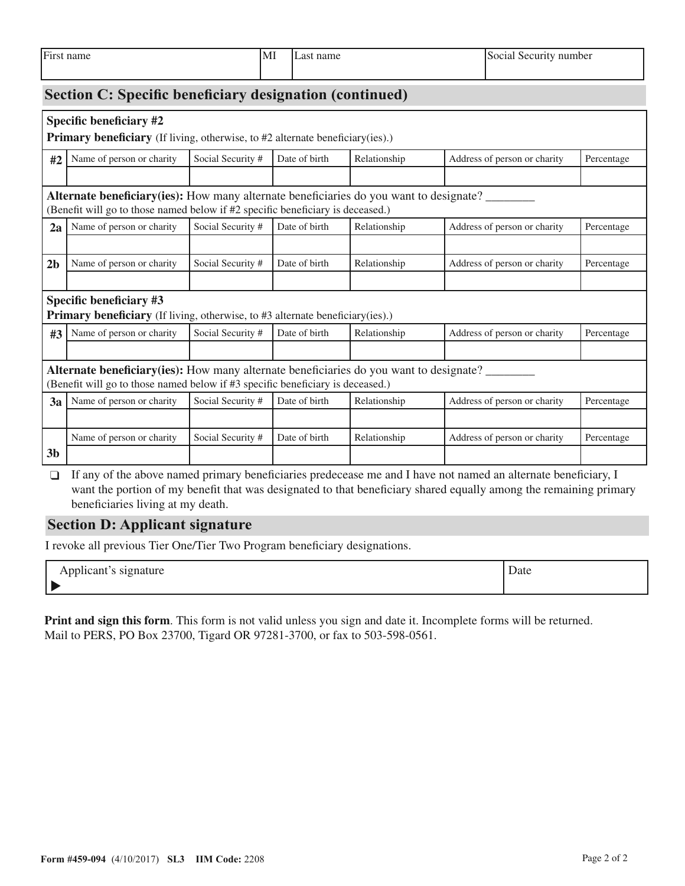| First name | MI | Last name | Social Security number |
|---|---|---|---|
| | | | |

## Section C: Specific beneficiary designation (continued)

**Specific beneficiary #2**
**Primary beneficiary** (If living, otherwise, to #2 alternate beneficiary(ies).)

| #2 | Name of person or charity | Social Security # | Date of birth | Relationship | Address of person or charity | Percentage |
|---|---|---|---|---|---|---|
| | | | | | | |

**Alternate beneficiary(ies):** How many alternate beneficiaries do you want to designate? ________
(Benefit will go to those named below if #2 specific beneficiary is deceased.)

| | Name of person or charity | Social Security # | Date of birth | Relationship | Address of person or charity | Percentage |
|---|---|---|---|---|---|---|
| 2a | | | | | | |
| 2b | | | | | | |

**Specific beneficiary #3**
**Primary beneficiary** (If living, otherwise, to #3 alternate beneficiary(ies).)

| #3 | Name of person or charity | Social Security # | Date of birth | Relationship | Address of person or charity | Percentage |
|---|---|---|---|---|---|---|
| | | | | | | |

**Alternate beneficiary(ies):** How many alternate beneficiaries do you want to designate? ________
(Benefit will go to those named below if #3 specific beneficiary is deceased.)

| | Name of person or charity | Social Security # | Date of birth | Relationship | Address of person or charity | Percentage |
|---|---|---|---|---|---|---|
| 3a | | | | | | |
| 3b | | | | | | |

❑ If any of the above named primary beneficiaries predecease me and I have not named an alternate beneficiary, I want the portion of my benefit that was designated to that beneficiary shared equally among the remaining primary beneficiaries living at my death.

## Section D: Applicant signature

I revoke all previous Tier One/Tier Two Program beneficiary designations.

| Applicant's signature | Date |
|---|---|
| ▶ | |

**Print and sign this form**. This form is not valid unless you sign and date it. Incomplete forms will be returned.
Mail to PERS, PO Box 23700, Tigard OR 97281-3700, or fax to 503-598-0561.

**Form #459-094** (4/10/2017) **SL3 IIM Code:** 2208